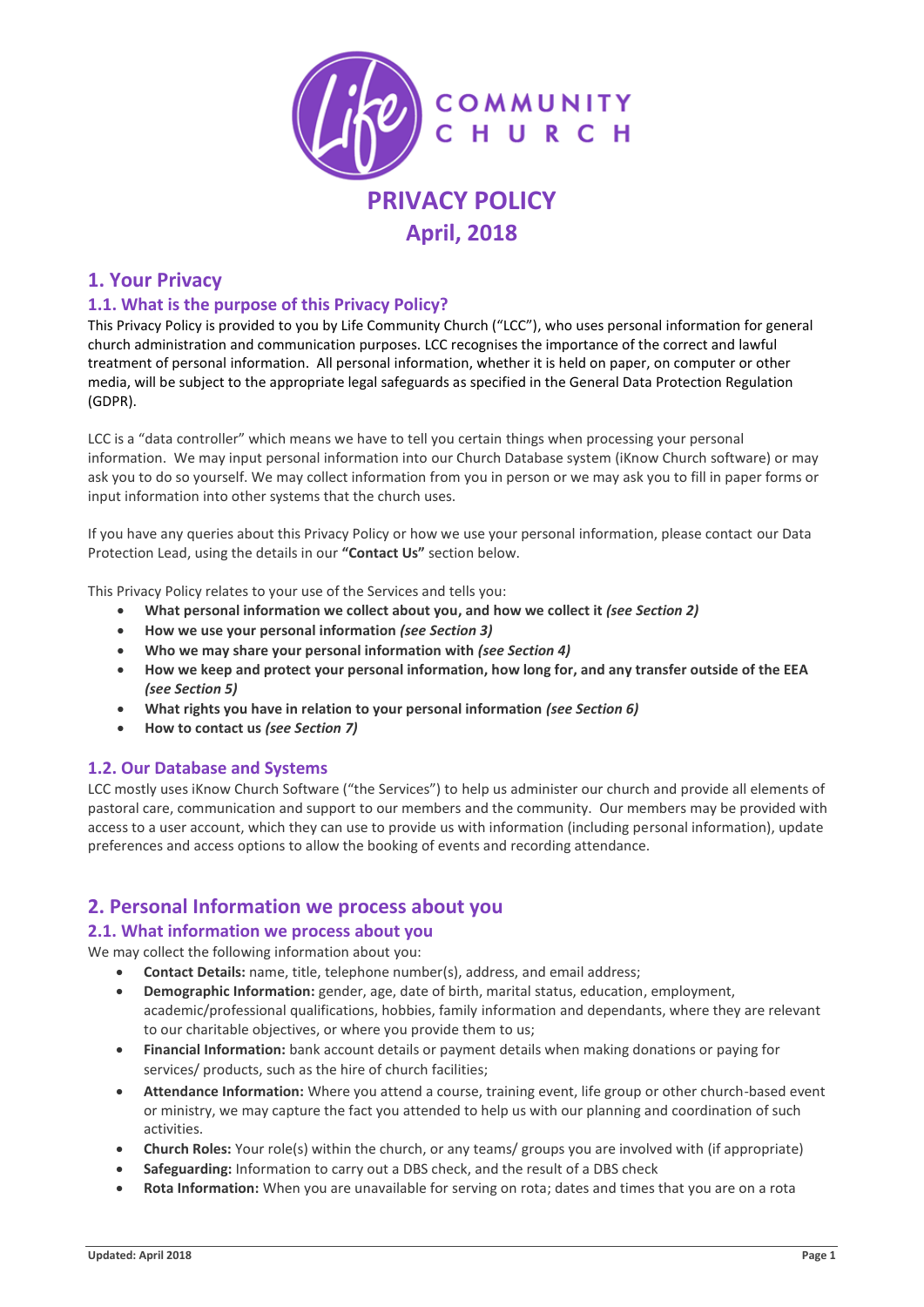# PRIVACY POLICY

## April, 2018

## 1. Your Privacy

### 1.1. What is the purpose of this Privacy Policy?

This Privacy Policy is provided to you by Life Community Church ("LCC"), who uses personal information for general church administration and communication purposes. LCC recognises the importance of the correct and lawful treatment of personal information. All personal information, whether it is held on paper, on computer or other media, will be subject to the appropriate legal safeguards as specified in the General Data Protection Regulation (GDPR).

LCC is a "data controller" which means we have to tell you certain things when processing your personal information. We may input personal information into our Church Database system (iKnow Church software) or may ask you to do so yourself. We may collect information from you in person or we may ask you to fill in paper forms or input information into other systems that the church uses.

If you have any queries about this Privacy Policy or how we use your personal information, please contact our Data Protection Lead, using the details in our **"Contact Us"** section below.

This Privacy Policy relates to your use of the Services and tells you:

- **What personal information we collect about you, and how we collect it *(see Section 2)***
- **How we use your personal information *(see Section 3)***
- **Who we may share your personal information with *(see Section 4)***
- **How we keep and protect your personal information, how long for, and any transfer outside of the EEA *(see Section 5)***
- **What rights you have in relation to your personal information *(see Section 6)***
- **How to contact us *(see Section 7)***

### 1.2. Our Database and Systems

LCC mostly uses iKnow Church Software ("the Services") to help us administer our church and provide all elements of pastoral care, communication and support to our members and the community. Our members may be provided with access to a user account, which they can use to provide us with information (including personal information), update preferences and access options to allow the booking of events and recording attendance.

## 2. Personal Information we process about you

### 2.1. What information we process about you

We may collect the following information about you:

- **Contact Details:** name, title, telephone number(s), address, and email address;
- **Demographic Information:** gender, age, date of birth, marital status, education, employment, academic/professional qualifications, hobbies, family information and dependants, where they are relevant to our charitable objectives, or where you provide them to us;
- **Financial Information:** bank account details or payment details when making donations or paying for services/ products, such as the hire of church facilities;
- **Attendance Information:** Where you attend a course, training event, life group or other church-based event or ministry, we may capture the fact you attended to help us with our planning and coordination of such activities.
- **Church Roles:** Your role(s) within the church, or any teams/ groups you are involved with (if appropriate)
- **Safeguarding:** Information to carry out a DBS check, and the result of a DBS check
- **Rota Information:** When you are unavailable for serving on rota; dates and times that you are on a rota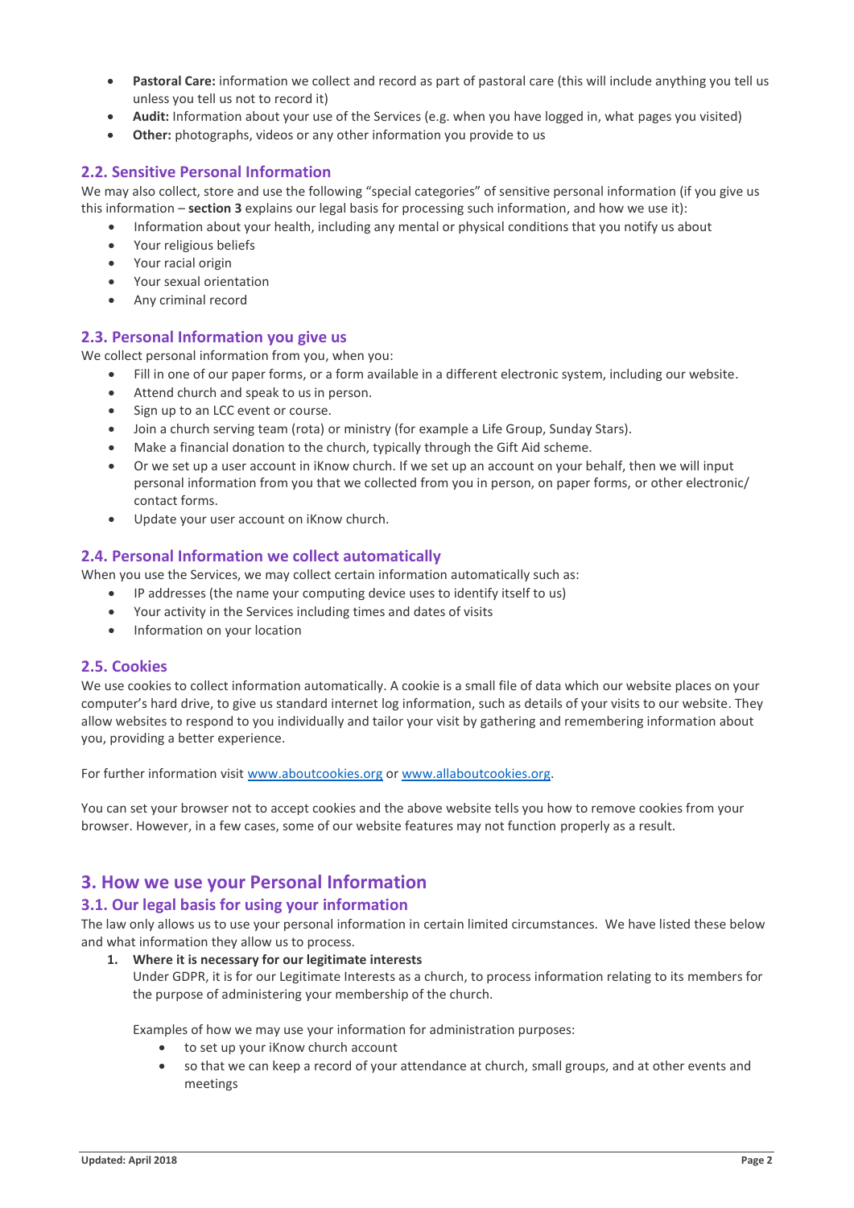- **Pastoral Care:** information we collect and record as part of pastoral care (this will include anything you tell us unless you tell us not to record it)
- **Audit:** Information about your use of the Services (e.g. when you have logged in, what pages you visited)
- **Other:** photographs, videos or any other information you provide to us

### 2.2. Sensitive Personal Information

We may also collect, store and use the following "special categories" of sensitive personal information (if you give us this information – **section 3** explains our legal basis for processing such information, and how we use it):

- Information about your health, including any mental or physical conditions that you notify us about
- Your religious beliefs
- Your racial origin
- Your sexual orientation
- Any criminal record

### 2.3. Personal Information you give us

We collect personal information from you, when you:

- Fill in one of our paper forms, or a form available in a different electronic system, including our website.
- Attend church and speak to us in person.
- Sign up to an LCC event or course.
- Join a church serving team (rota) or ministry (for example a Life Group, Sunday Stars).
- Make a financial donation to the church, typically through the Gift Aid scheme.
- Or we set up a user account in iKnow church. If we set up an account on your behalf, then we will input personal information from you that we collected from you in person, on paper forms, or other electronic/ contact forms.
- Update your user account on iKnow church.

### 2.4. Personal Information we collect automatically

When you use the Services, we may collect certain information automatically such as:

- IP addresses (the name your computing device uses to identify itself to us)
- Your activity in the Services including times and dates of visits
- Information on your location

### 2.5. Cookies

We use cookies to collect information automatically. A cookie is a small file of data which our website places on your computer's hard drive, to give us standard internet log information, such as details of your visits to our website. They allow websites to respond to you individually and tailor your visit by gathering and remembering information about you, providing a better experience.

For further information visit www.aboutcookies.org or www.allaboutcookies.org.

You can set your browser not to accept cookies and the above website tells you how to remove cookies from your browser. However, in a few cases, some of our website features may not function properly as a result.

## 3. How we use your Personal Information

### 3.1. Our legal basis for using your information

The law only allows us to use your personal information in certain limited circumstances. We have listed these below and what information they allow us to process.

1. **Where it is necessary for our legitimate interests**

   Under GDPR, it is for our Legitimate Interests as a church, to process information relating to its members for the purpose of administering your membership of the church.

   Examples of how we may use your information for administration purposes:

   - to set up your iKnow church account
   - so that we can keep a record of your attendance at church, small groups, and at other events and meetings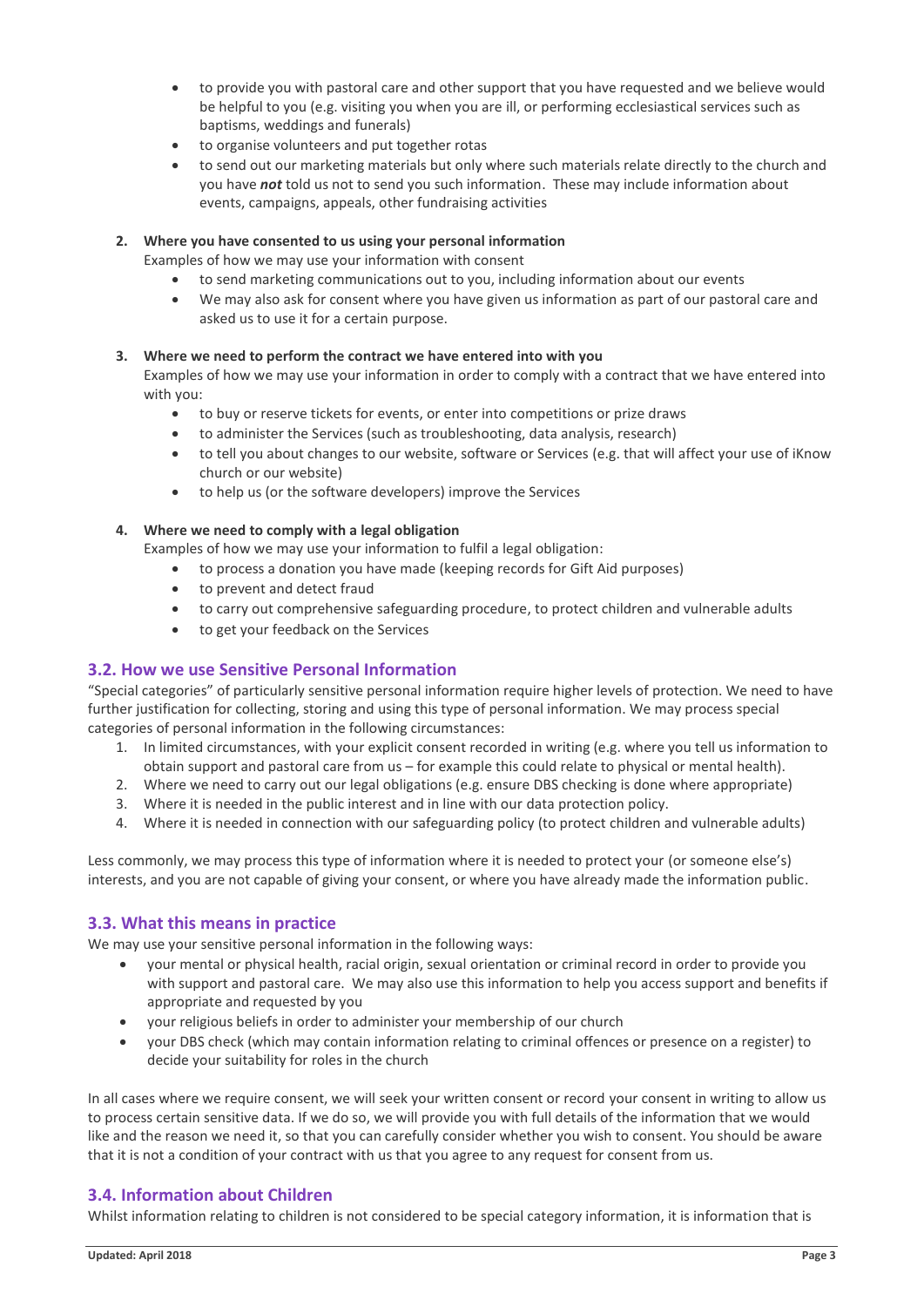- to provide you with pastoral care and other support that you have requested and we believe would be helpful to you (e.g. visiting you when you are ill, or performing ecclesiastical services such as baptisms, weddings and funerals)
- to organise volunteers and put together rotas
- to send out our marketing materials but only where such materials relate directly to the church and you have ***not*** told us not to send you such information. These may include information about events, campaigns, appeals, other fundraising activities

2. **Where you have consented to us using your personal information**

   Examples of how we may use your information with consent

   - to send marketing communications out to you, including information about our events
   - We may also ask for consent where you have given us information as part of our pastoral care and asked us to use it for a certain purpose.

3. **Where we need to perform the contract we have entered into with you**

   Examples of how we may use your information in order to comply with a contract that we have entered into with you:

   - to buy or reserve tickets for events, or enter into competitions or prize draws
   - to administer the Services (such as troubleshooting, data analysis, research)
   - to tell you about changes to our website, software or Services (e.g. that will affect your use of iKnow church or our website)
   - to help us (or the software developers) improve the Services

4. **Where we need to comply with a legal obligation**

   Examples of how we may use your information to fulfil a legal obligation:

   - to process a donation you have made (keeping records for Gift Aid purposes)
   - to prevent and detect fraud
   - to carry out comprehensive safeguarding procedure, to protect children and vulnerable adults
   - to get your feedback on the Services

### 3.2. How we use Sensitive Personal Information

"Special categories" of particularly sensitive personal information require higher levels of protection. We need to have further justification for collecting, storing and using this type of personal information. We may process special categories of personal information in the following circumstances:

1. In limited circumstances, with your explicit consent recorded in writing (e.g. where you tell us information to obtain support and pastoral care from us – for example this could relate to physical or mental health).
2. Where we need to carry out our legal obligations (e.g. ensure DBS checking is done where appropriate)
3. Where it is needed in the public interest and in line with our data protection policy.
4. Where it is needed in connection with our safeguarding policy (to protect children and vulnerable adults)

Less commonly, we may process this type of information where it is needed to protect your (or someone else's) interests, and you are not capable of giving your consent, or where you have already made the information public.

### 3.3. What this means in practice

We may use your sensitive personal information in the following ways:

- your mental or physical health, racial origin, sexual orientation or criminal record in order to provide you with support and pastoral care. We may also use this information to help you access support and benefits if appropriate and requested by you
- your religious beliefs in order to administer your membership of our church
- your DBS check (which may contain information relating to criminal offences or presence on a register) to decide your suitability for roles in the church

In all cases where we require consent, we will seek your written consent or record your consent in writing to allow us to process certain sensitive data. If we do so, we will provide you with full details of the information that we would like and the reason we need it, so that you can carefully consider whether you wish to consent. You should be aware that it is not a condition of your contract with us that you agree to any request for consent from us.

### 3.4. Information about Children

Whilst information relating to children is not considered to be special category information, it is information that is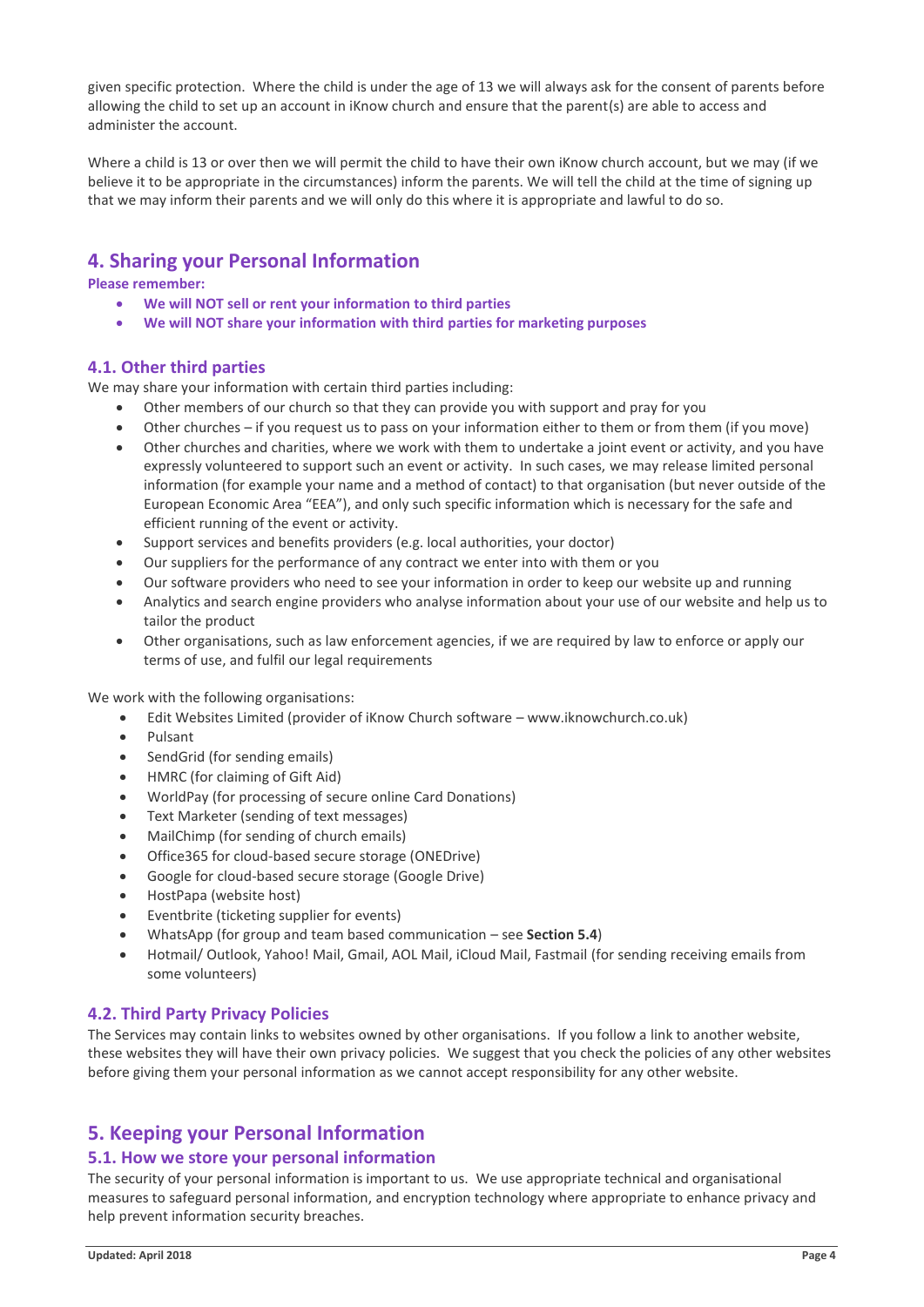given specific protection. Where the child is under the age of 13 we will always ask for the consent of parents before allowing the child to set up an account in iKnow church and ensure that the parent(s) are able to access and administer the account.

Where a child is 13 or over then we will permit the child to have their own iKnow church account, but we may (if we believe it to be appropriate in the circumstances) inform the parents. We will tell the child at the time of signing up that we may inform their parents and we will only do this where it is appropriate and lawful to do so.

# 4. Sharing your Personal Information

**Please remember:**

- **We will NOT sell or rent your information to third parties**
- **We will NOT share your information with third parties for marketing purposes**

## 4.1. Other third parties

We may share your information with certain third parties including:

- Other members of our church so that they can provide you with support and pray for you
- Other churches – if you request us to pass on your information either to them or from them (if you move)
- Other churches and charities, where we work with them to undertake a joint event or activity, and you have expressly volunteered to support such an event or activity. In such cases, we may release limited personal information (for example your name and a method of contact) to that organisation (but never outside of the European Economic Area "EEA"), and only such specific information which is necessary for the safe and efficient running of the event or activity.
- Support services and benefits providers (e.g. local authorities, your doctor)
- Our suppliers for the performance of any contract we enter into with them or you
- Our software providers who need to see your information in order to keep our website up and running
- Analytics and search engine providers who analyse information about your use of our website and help us to tailor the product
- Other organisations, such as law enforcement agencies, if we are required by law to enforce or apply our terms of use, and fulfil our legal requirements

We work with the following organisations:

- Edit Websites Limited (provider of iKnow Church software – www.iknowchurch.co.uk)
- Pulsant
- SendGrid (for sending emails)
- HMRC (for claiming of Gift Aid)
- WorldPay (for processing of secure online Card Donations)
- Text Marketer (sending of text messages)
- MailChimp (for sending of church emails)
- Office365 for cloud-based secure storage (ONEDrive)
- Google for cloud-based secure storage (Google Drive)
- HostPapa (website host)
- Eventbrite (ticketing supplier for events)
- WhatsApp (for group and team based communication – see **Section 5.4**)
- Hotmail/ Outlook, Yahoo! Mail, Gmail, AOL Mail, iCloud Mail, Fastmail (for sending receiving emails from some volunteers)

## 4.2. Third Party Privacy Policies

The Services may contain links to websites owned by other organisations. If you follow a link to another website, these websites they will have their own privacy policies. We suggest that you check the policies of any other websites before giving them your personal information as we cannot accept responsibility for any other website.

# 5. Keeping your Personal Information

## 5.1. How we store your personal information

The security of your personal information is important to us. We use appropriate technical and organisational measures to safeguard personal information, and encryption technology where appropriate to enhance privacy and help prevent information security breaches.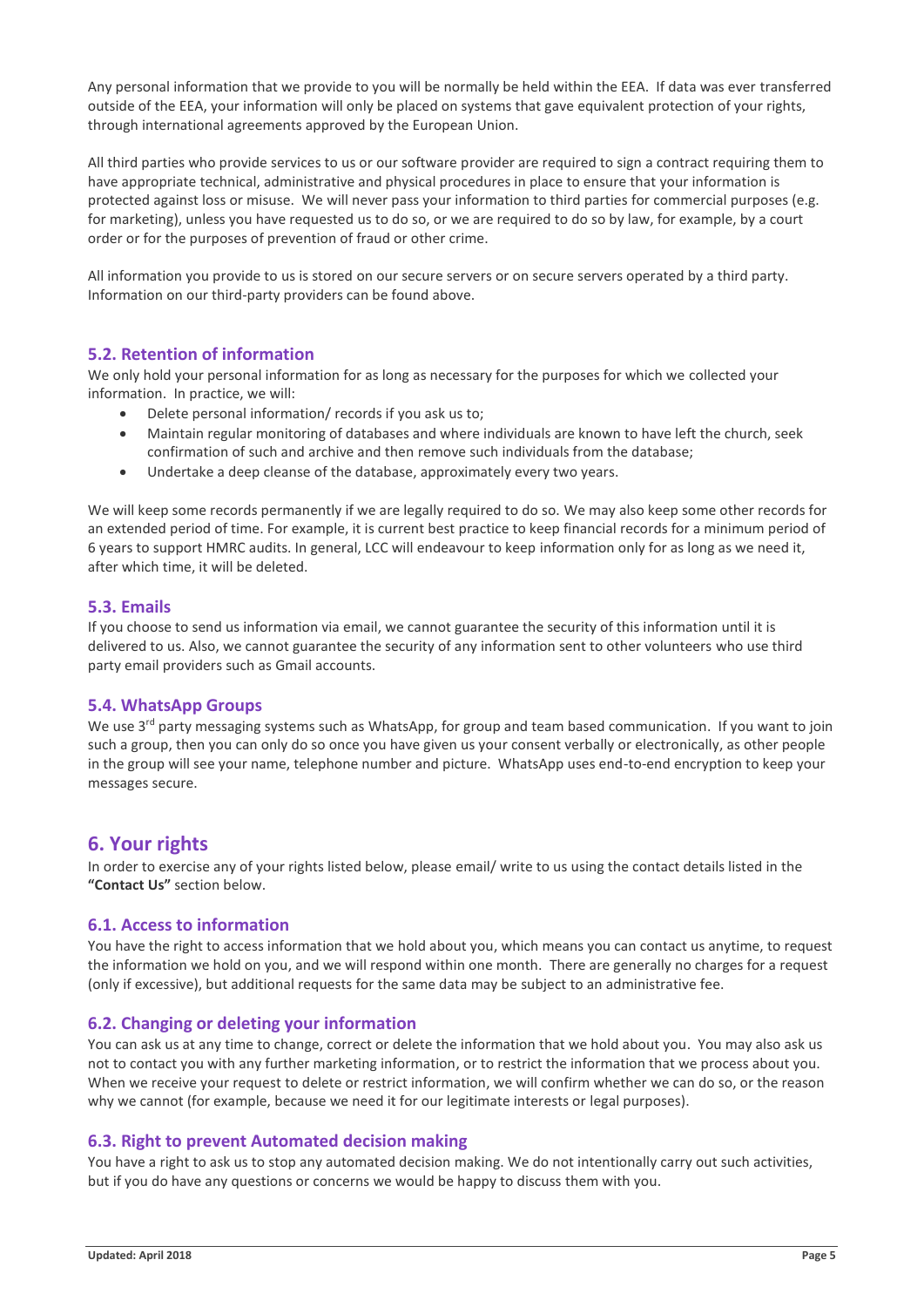Any personal information that we provide to you will be normally be held within the EEA. If data was ever transferred outside of the EEA, your information will only be placed on systems that gave equivalent protection of your rights, through international agreements approved by the European Union.

All third parties who provide services to us or our software provider are required to sign a contract requiring them to have appropriate technical, administrative and physical procedures in place to ensure that your information is protected against loss or misuse. We will never pass your information to third parties for commercial purposes (e.g. for marketing), unless you have requested us to do so, or we are required to do so by law, for example, by a court order or for the purposes of prevention of fraud or other crime.

All information you provide to us is stored on our secure servers or on secure servers operated by a third party. Information on our third-party providers can be found above.

### 5.2. Retention of information

We only hold your personal information for as long as necessary for the purposes for which we collected your information. In practice, we will:

- Delete personal information/ records if you ask us to;
- Maintain regular monitoring of databases and where individuals are known to have left the church, seek confirmation of such and archive and then remove such individuals from the database;
- Undertake a deep cleanse of the database, approximately every two years.

We will keep some records permanently if we are legally required to do so. We may also keep some other records for an extended period of time. For example, it is current best practice to keep financial records for a minimum period of 6 years to support HMRC audits. In general, LCC will endeavour to keep information only for as long as we need it, after which time, it will be deleted.

### 5.3. Emails

If you choose to send us information via email, we cannot guarantee the security of this information until it is delivered to us. Also, we cannot guarantee the security of any information sent to other volunteers who use third party email providers such as Gmail accounts.

### 5.4. WhatsApp Groups

We use 3rd party messaging systems such as WhatsApp, for group and team based communication. If you want to join such a group, then you can only do so once you have given us your consent verbally or electronically, as other people in the group will see your name, telephone number and picture. WhatsApp uses end-to-end encryption to keep your messages secure.

## 6. Your rights

In order to exercise any of your rights listed below, please email/ write to us using the contact details listed in the **"Contact Us"** section below.

### 6.1. Access to information

You have the right to access information that we hold about you, which means you can contact us anytime, to request the information we hold on you, and we will respond within one month. There are generally no charges for a request (only if excessive), but additional requests for the same data may be subject to an administrative fee.

### 6.2. Changing or deleting your information

You can ask us at any time to change, correct or delete the information that we hold about you. You may also ask us not to contact you with any further marketing information, or to restrict the information that we process about you. When we receive your request to delete or restrict information, we will confirm whether we can do so, or the reason why we cannot (for example, because we need it for our legitimate interests or legal purposes).

### 6.3. Right to prevent Automated decision making

You have a right to ask us to stop any automated decision making. We do not intentionally carry out such activities, but if you do have any questions or concerns we would be happy to discuss them with you.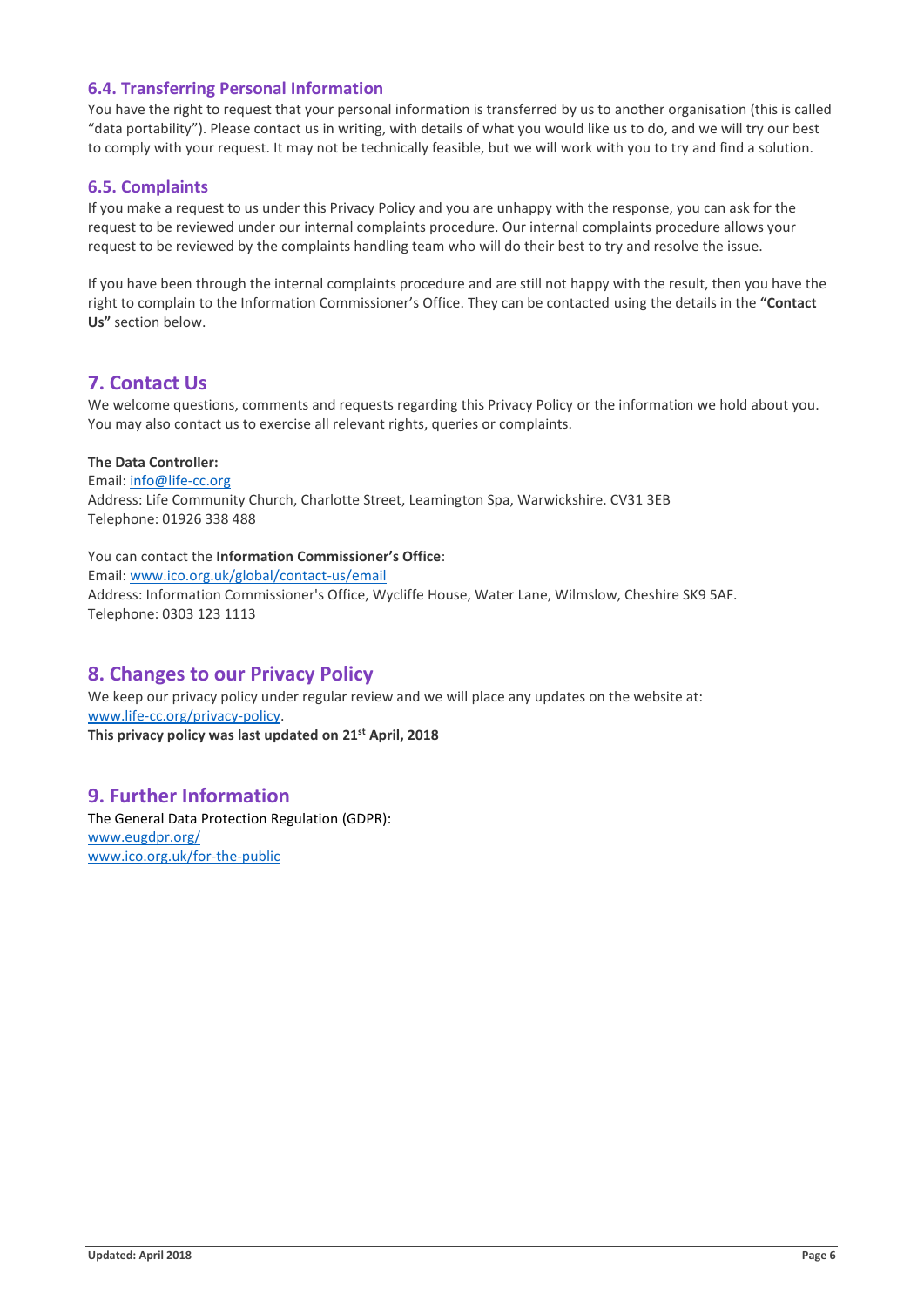### 6.4. Transferring Personal Information

You have the right to request that your personal information is transferred by us to another organisation (this is called "data portability"). Please contact us in writing, with details of what you would like us to do, and we will try our best to comply with your request. It may not be technically feasible, but we will work with you to try and find a solution.

### 6.5. Complaints

If you make a request to us under this Privacy Policy and you are unhappy with the response, you can ask for the request to be reviewed under our internal complaints procedure. Our internal complaints procedure allows your request to be reviewed by the complaints handling team who will do their best to try and resolve the issue.

If you have been through the internal complaints procedure and are still not happy with the result, then you have the right to complain to the Information Commissioner's Office. They can be contacted using the details in the **"Contact Us"** section below.

## 7. Contact Us

We welcome questions, comments and requests regarding this Privacy Policy or the information we hold about you. You may also contact us to exercise all relevant rights, queries or complaints.

**The Data Controller:**
Email: info@life-cc.org
Address: Life Community Church, Charlotte Street, Leamington Spa, Warwickshire. CV31 3EB
Telephone: 01926 338 488

You can contact the **Information Commissioner's Office**:
Email: www.ico.org.uk/global/contact-us/email
Address: Information Commissioner's Office, Wycliffe House, Water Lane, Wilmslow, Cheshire SK9 5AF.
Telephone: 0303 123 1113

## 8. Changes to our Privacy Policy

We keep our privacy policy under regular review and we will place any updates on the website at: www.life-cc.org/privacy-policy.
**This privacy policy was last updated on 21st April, 2018**

## 9. Further Information

The General Data Protection Regulation (GDPR):
www.eugdpr.org/
www.ico.org.uk/for-the-public